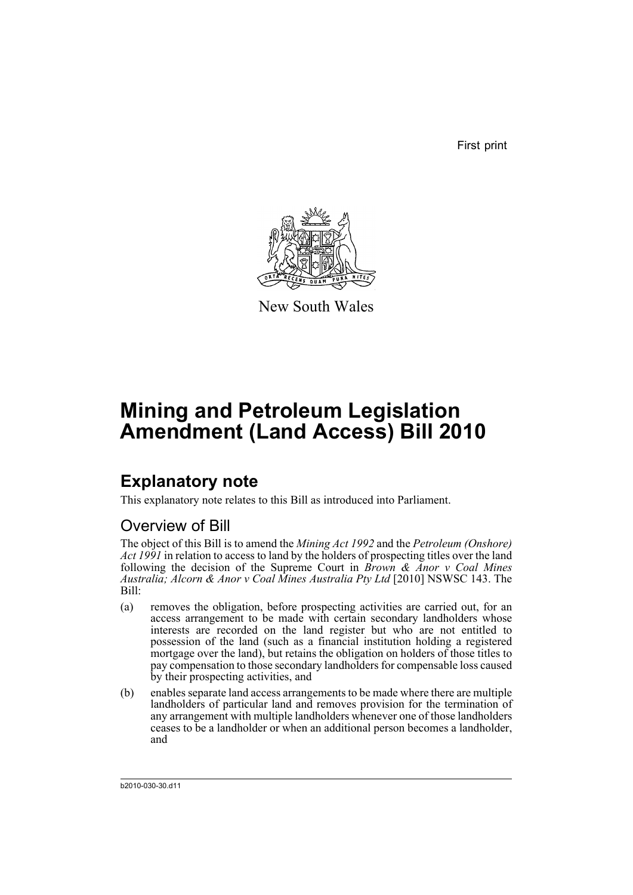First print

New South Wales

# Mining and Petroleum Legislation Amendment (Land Access) Bill 2010

## Explanatory note

This explanatory note relates to this Bill as introduced into Parliament.

### Overview of Bill

The object of this Bill is to amend the *Mining Act 1992* and the *Petroleum (Onshore) Act 1991* in relation to access to land by the holders of prospecting titles over the land following the decision of the Supreme Court in *Brown & Anor v Coal Mines Australia; Alcorn & Anor v Coal Mines Australia Pty Ltd* [2010] NSWSC 143. The Bill:

(a) removes the obligation, before prospecting activities are carried out, for an access arrangement to be made with certain secondary landholders whose interests are recorded on the land register but who are not entitled to possession of the land (such as a financial institution holding a registered mortgage over the land), but retains the obligation on holders of those titles to pay compensation to those secondary landholders for compensable loss caused by their prospecting activities, and

(b) enables separate land access arrangements to be made where there are multiple landholders of particular land and removes provision for the termination of any arrangement with multiple landholders whenever one of those landholders ceases to be a landholder or when an additional person becomes a landholder, and

b2010-030-30.d11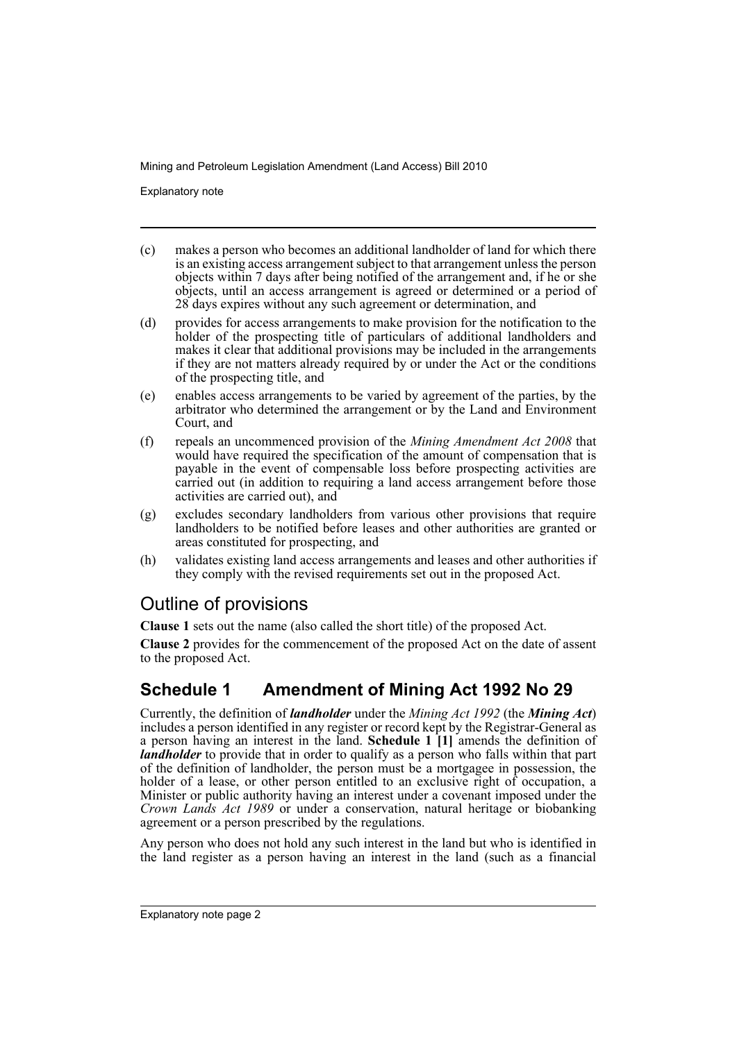(c) makes a person who becomes an additional landholder of land for which there is an existing access arrangement subject to that arrangement unless the person objects within 7 days after being notified of the arrangement and, if he or she objects, until an access arrangement is agreed or determined or a period of 28 days expires without any such agreement or determination, and

(d) provides for access arrangements to make provision for the notification to the holder of the prospecting title of particulars of additional landholders and makes it clear that additional provisions may be included in the arrangements if they are not matters already required by or under the Act or the conditions of the prospecting title, and

(e) enables access arrangements to be varied by agreement of the parties, by the arbitrator who determined the arrangement or by the Land and Environment Court, and

(f) repeals an uncommenced provision of the *Mining Amendment Act 2008* that would have required the specification of the amount of compensation that is payable in the event of compensable loss before prospecting activities are carried out (in addition to requiring a land access arrangement before those activities are carried out), and

(g) excludes secondary landholders from various other provisions that require landholders to be notified before leases and other authorities are granted or areas constituted for prospecting, and

(h) validates existing land access arrangements and leases and other authorities if they comply with the revised requirements set out in the proposed Act.

## Outline of provisions

**Clause 1** sets out the name (also called the short title) of the proposed Act.

**Clause 2** provides for the commencement of the proposed Act on the date of assent to the proposed Act.

## Schedule 1 Amendment of Mining Act 1992 No 29

Currently, the definition of ***landholder*** under the *Mining Act 1992* (the ***Mining Act***) includes a person identified in any register or record kept by the Registrar-General as a person having an interest in the land. **Schedule 1 [1]** amends the definition of ***landholder*** to provide that in order to qualify as a person who falls within that part of the definition of landholder, the person must be a mortgagee in possession, the holder of a lease, or other person entitled to an exclusive right of occupation, a Minister or public authority having an interest under a covenant imposed under the *Crown Lands Act 1989* or under a conservation, natural heritage or biobanking agreement or a person prescribed by the regulations.

Any person who does not hold any such interest in the land but who is identified in the land register as a person having an interest in the land (such as a financial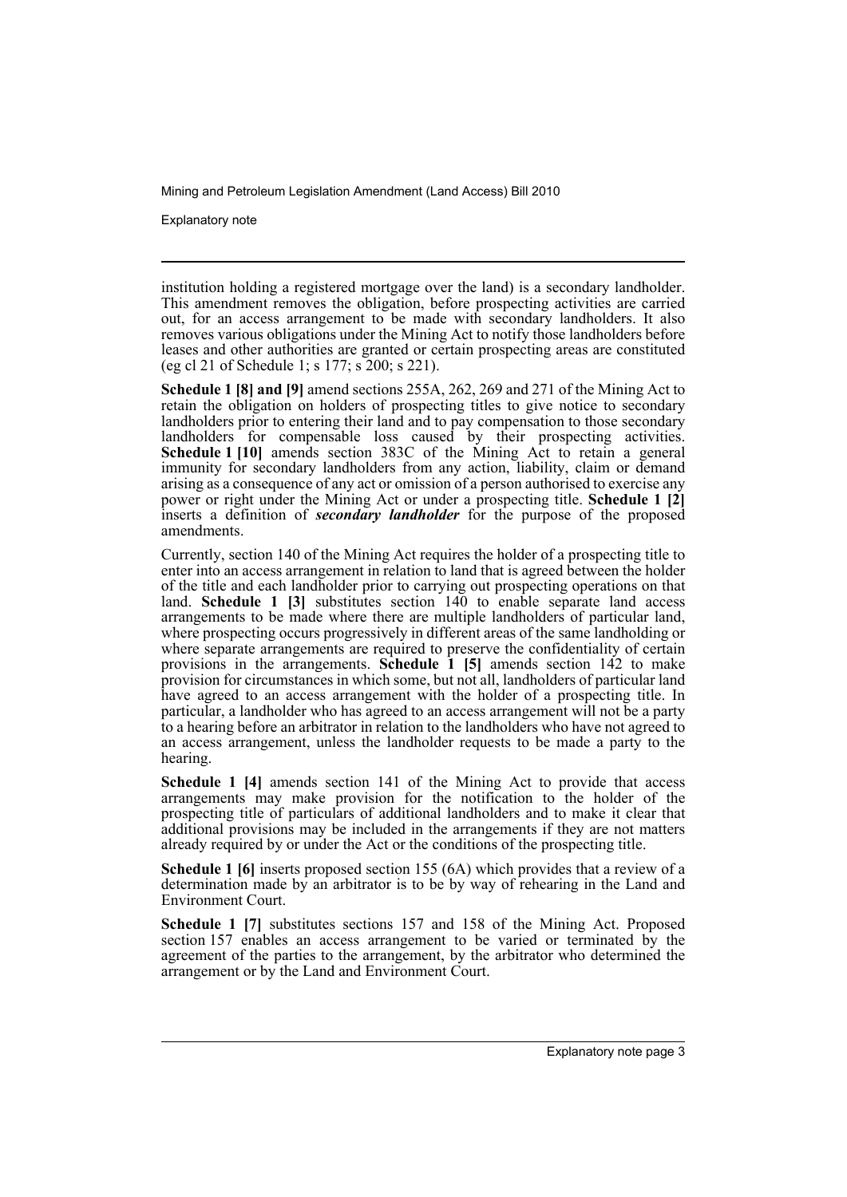institution holding a registered mortgage over the land) is a secondary landholder. This amendment removes the obligation, before prospecting activities are carried out, for an access arrangement to be made with secondary landholders. It also removes various obligations under the Mining Act to notify those landholders before leases and other authorities are granted or certain prospecting areas are constituted (eg cl 21 of Schedule 1; s 177; s 200; s 221).

**Schedule 1 [8] and [9]** amend sections 255A, 262, 269 and 271 of the Mining Act to retain the obligation on holders of prospecting titles to give notice to secondary landholders prior to entering their land and to pay compensation to those secondary landholders for compensable loss caused by their prospecting activities. **Schedule 1 [10]** amends section 383C of the Mining Act to retain a general immunity for secondary landholders from any action, liability, claim or demand arising as a consequence of any act or omission of a person authorised to exercise any power or right under the Mining Act or under a prospecting title. **Schedule 1 [2]** inserts a definition of ***secondary landholder*** for the purpose of the proposed amendments.

Currently, section 140 of the Mining Act requires the holder of a prospecting title to enter into an access arrangement in relation to land that is agreed between the holder of the title and each landholder prior to carrying out prospecting operations on that land. **Schedule 1 [3]** substitutes section 140 to enable separate land access arrangements to be made where there are multiple landholders of particular land, where prospecting occurs progressively in different areas of the same landholding or where separate arrangements are required to preserve the confidentiality of certain provisions in the arrangements. **Schedule 1 [5]** amends section 142 to make provision for circumstances in which some, but not all, landholders of particular land have agreed to an access arrangement with the holder of a prospecting title. In particular, a landholder who has agreed to an access arrangement will not be a party to a hearing before an arbitrator in relation to the landholders who have not agreed to an access arrangement, unless the landholder requests to be made a party to the hearing.

**Schedule 1 [4]** amends section 141 of the Mining Act to provide that access arrangements may make provision for the notification to the holder of the prospecting title of particulars of additional landholders and to make it clear that additional provisions may be included in the arrangements if they are not matters already required by or under the Act or the conditions of the prospecting title.

**Schedule 1 [6]** inserts proposed section 155 (6A) which provides that a review of a determination made by an arbitrator is to be by way of rehearing in the Land and Environment Court.

**Schedule 1 [7]** substitutes sections 157 and 158 of the Mining Act. Proposed section 157 enables an access arrangement to be varied or terminated by the agreement of the parties to the arrangement, by the arbitrator who determined the arrangement or by the Land and Environment Court.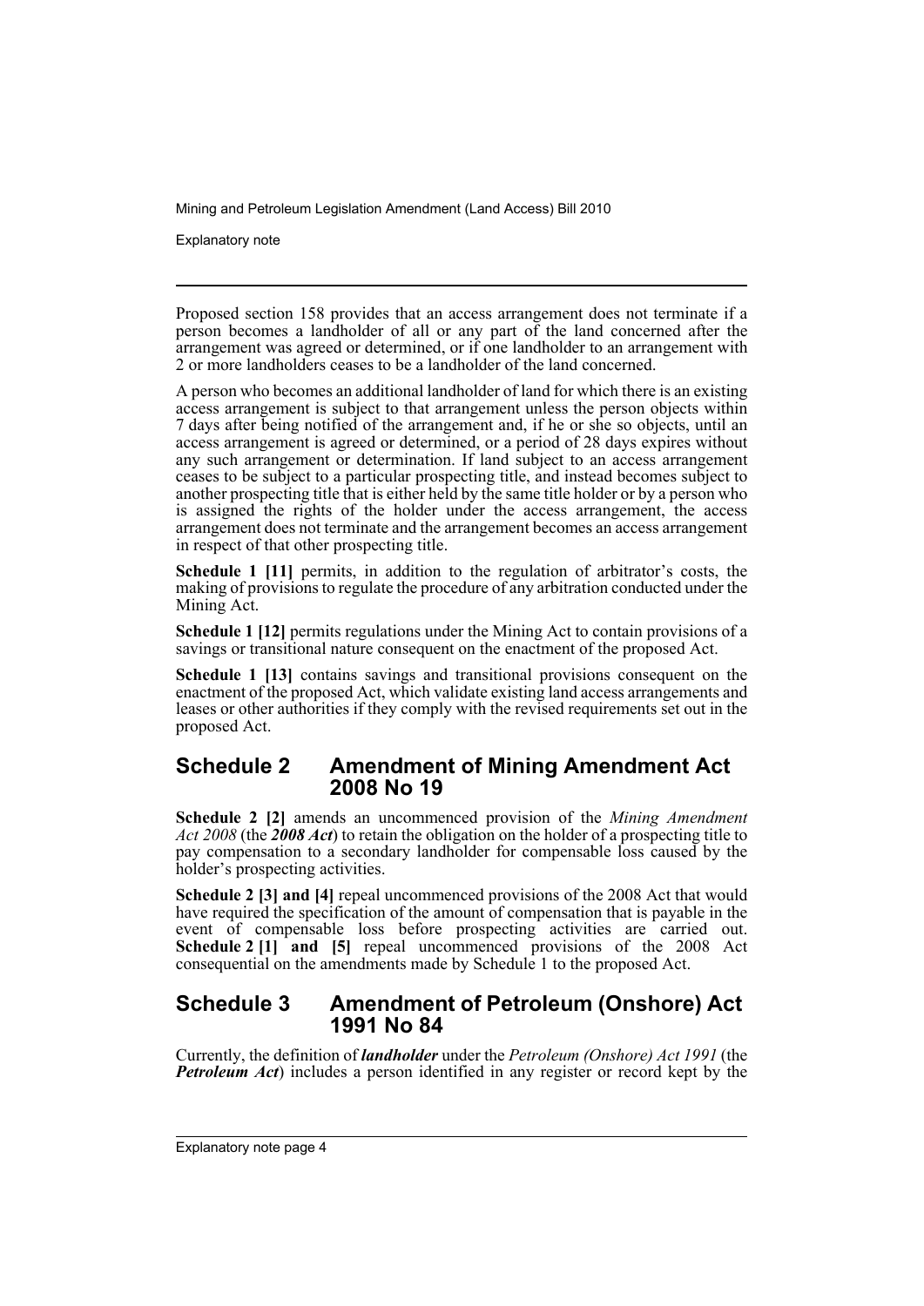Proposed section 158 provides that an access arrangement does not terminate if a person becomes a landholder of all or any part of the land concerned after the arrangement was agreed or determined, or if one landholder to an arrangement with 2 or more landholders ceases to be a landholder of the land concerned.

A person who becomes an additional landholder of land for which there is an existing access arrangement is subject to that arrangement unless the person objects within 7 days after being notified of the arrangement and, if he or she so objects, until an access arrangement is agreed or determined, or a period of 28 days expires without any such arrangement or determination. If land subject to an access arrangement ceases to be subject to a particular prospecting title, and instead becomes subject to another prospecting title that is either held by the same title holder or by a person who is assigned the rights of the holder under the access arrangement, the access arrangement does not terminate and the arrangement becomes an access arrangement in respect of that other prospecting title.

**Schedule 1 [11]** permits, in addition to the regulation of arbitrator's costs, the making of provisions to regulate the procedure of any arbitration conducted under the Mining Act.

**Schedule 1 [12]** permits regulations under the Mining Act to contain provisions of a savings or transitional nature consequent on the enactment of the proposed Act.

**Schedule 1 [13]** contains savings and transitional provisions consequent on the enactment of the proposed Act, which validate existing land access arrangements and leases or other authorities if they comply with the revised requirements set out in the proposed Act.

## Schedule 2 Amendment of Mining Amendment Act 2008 No 19

**Schedule 2 [2]** amends an uncommenced provision of the *Mining Amendment Act 2008* (the ***2008 Act***) to retain the obligation on the holder of a prospecting title to pay compensation to a secondary landholder for compensable loss caused by the holder's prospecting activities.

**Schedule 2 [3] and [4]** repeal uncommenced provisions of the 2008 Act that would have required the specification of the amount of compensation that is payable in the event of compensable loss before prospecting activities are carried out. **Schedule 2 [1] and [5]** repeal uncommenced provisions of the 2008 Act consequential on the amendments made by Schedule 1 to the proposed Act.

## Schedule 3 Amendment of Petroleum (Onshore) Act 1991 No 84

Currently, the definition of ***landholder*** under the *Petroleum (Onshore) Act 1991* (the ***Petroleum Act***) includes a person identified in any register or record kept by the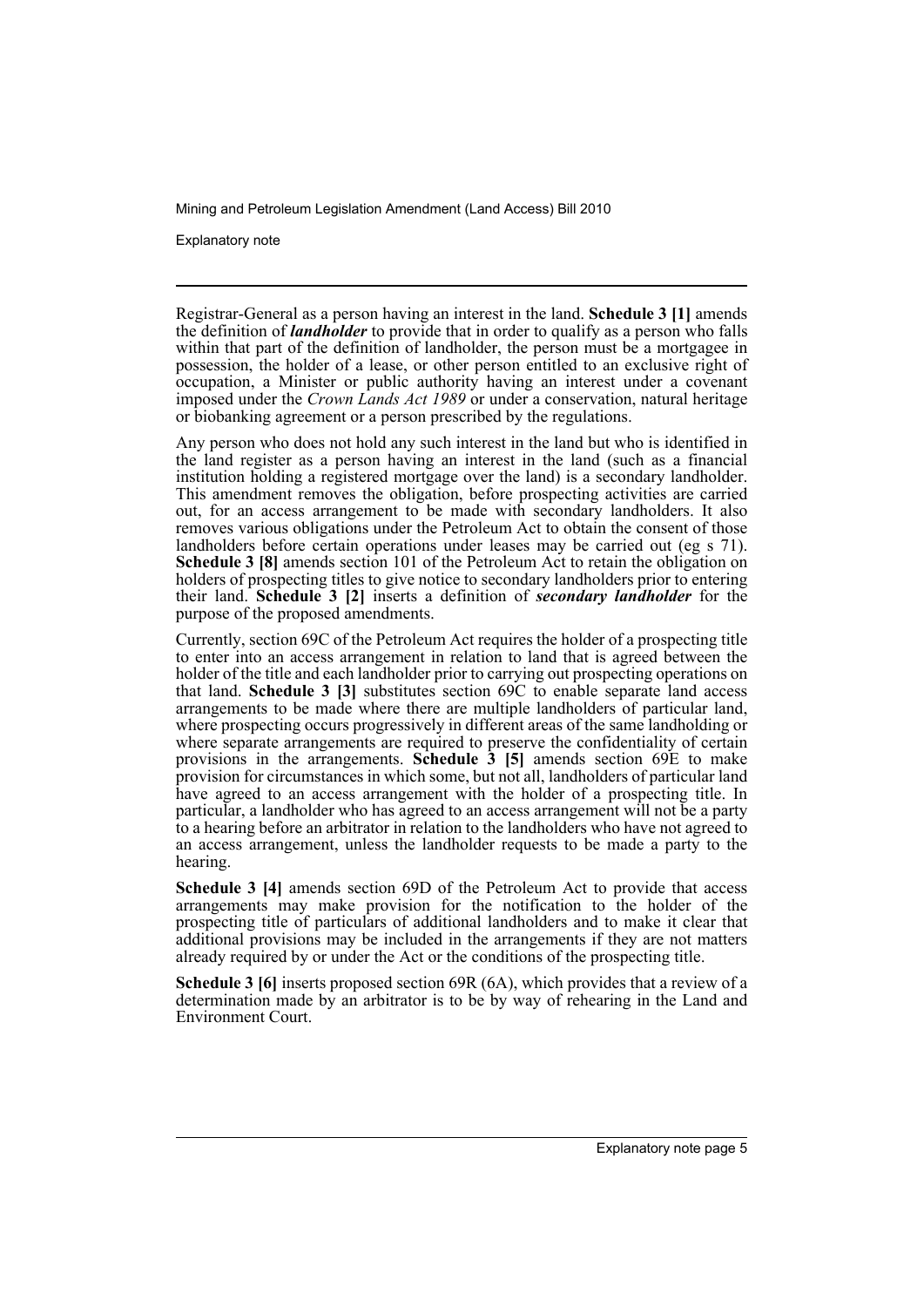Registrar-General as a person having an interest in the land. **Schedule 3 [1]** amends the definition of ***landholder*** to provide that in order to qualify as a person who falls within that part of the definition of landholder, the person must be a mortgagee in possession, the holder of a lease, or other person entitled to an exclusive right of occupation, a Minister or public authority having an interest under a covenant imposed under the *Crown Lands Act 1989* or under a conservation, natural heritage or biobanking agreement or a person prescribed by the regulations.

Any person who does not hold any such interest in the land but who is identified in the land register as a person having an interest in the land (such as a financial institution holding a registered mortgage over the land) is a secondary landholder. This amendment removes the obligation, before prospecting activities are carried out, for an access arrangement to be made with secondary landholders. It also removes various obligations under the Petroleum Act to obtain the consent of those landholders before certain operations under leases may be carried out (eg s 71). **Schedule 3 [8]** amends section 101 of the Petroleum Act to retain the obligation on holders of prospecting titles to give notice to secondary landholders prior to entering their land. **Schedule 3 [2]** inserts a definition of ***secondary landholder*** for the purpose of the proposed amendments.

Currently, section 69C of the Petroleum Act requires the holder of a prospecting title to enter into an access arrangement in relation to land that is agreed between the holder of the title and each landholder prior to carrying out prospecting operations on that land. **Schedule 3 [3]** substitutes section 69C to enable separate land access arrangements to be made where there are multiple landholders of particular land, where prospecting occurs progressively in different areas of the same landholding or where separate arrangements are required to preserve the confidentiality of certain provisions in the arrangements. **Schedule 3 [5]** amends section 69E to make provision for circumstances in which some, but not all, landholders of particular land have agreed to an access arrangement with the holder of a prospecting title. In particular, a landholder who has agreed to an access arrangement will not be a party to a hearing before an arbitrator in relation to the landholders who have not agreed to an access arrangement, unless the landholder requests to be made a party to the hearing.

**Schedule 3 [4]** amends section 69D of the Petroleum Act to provide that access arrangements may make provision for the notification to the holder of the prospecting title of particulars of additional landholders and to make it clear that additional provisions may be included in the arrangements if they are not matters already required by or under the Act or the conditions of the prospecting title.

**Schedule 3 [6]** inserts proposed section 69R (6A), which provides that a review of a determination made by an arbitrator is to be by way of rehearing in the Land and Environment Court.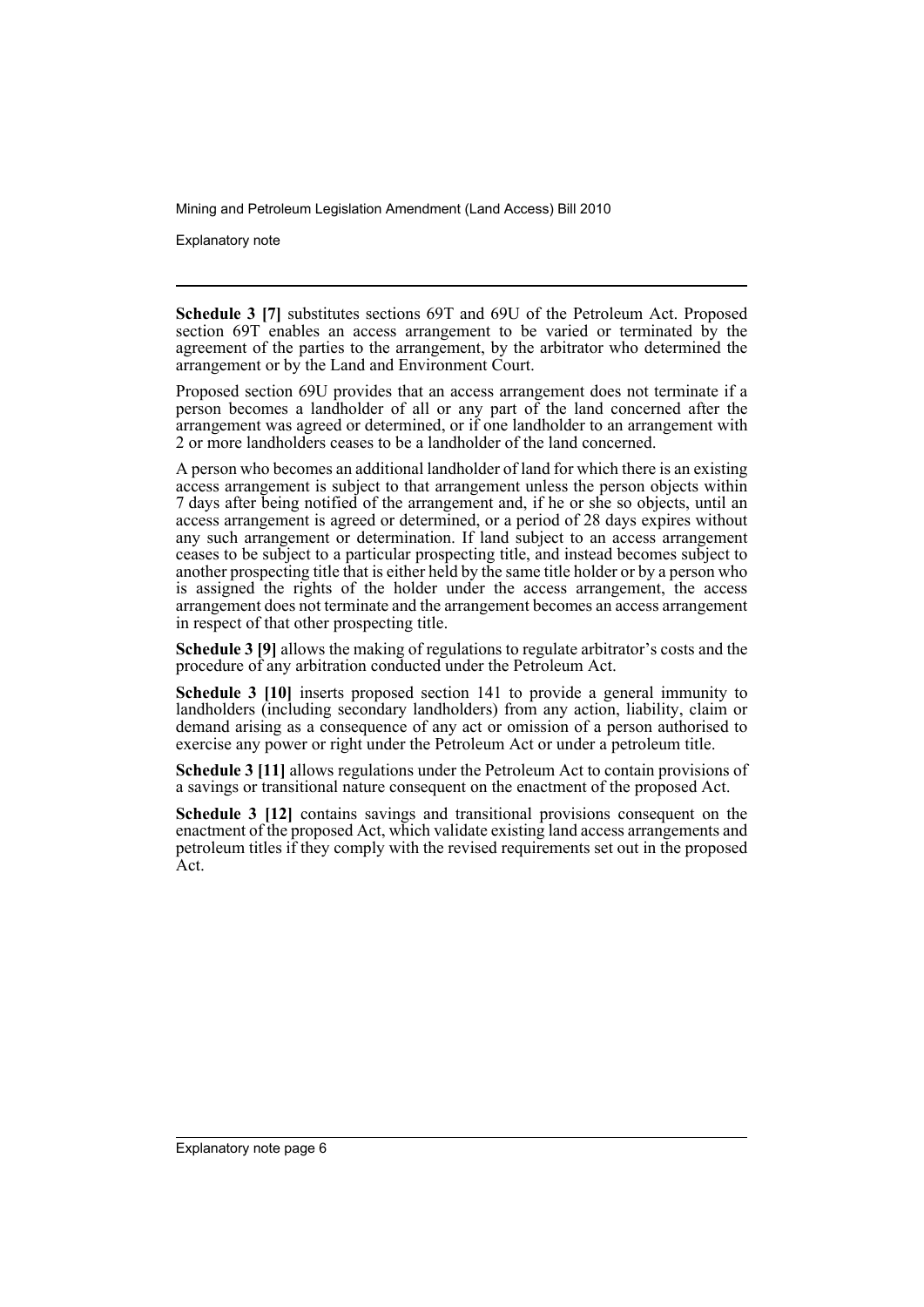**Schedule 3 [7]** substitutes sections 69T and 69U of the Petroleum Act. Proposed section 69T enables an access arrangement to be varied or terminated by the agreement of the parties to the arrangement, by the arbitrator who determined the arrangement or by the Land and Environment Court.

Proposed section 69U provides that an access arrangement does not terminate if a person becomes a landholder of all or any part of the land concerned after the arrangement was agreed or determined, or if one landholder to an arrangement with 2 or more landholders ceases to be a landholder of the land concerned.

A person who becomes an additional landholder of land for which there is an existing access arrangement is subject to that arrangement unless the person objects within 7 days after being notified of the arrangement and, if he or she so objects, until an access arrangement is agreed or determined, or a period of 28 days expires without any such arrangement or determination. If land subject to an access arrangement ceases to be subject to a particular prospecting title, and instead becomes subject to another prospecting title that is either held by the same title holder or by a person who is assigned the rights of the holder under the access arrangement, the access arrangement does not terminate and the arrangement becomes an access arrangement in respect of that other prospecting title.

**Schedule 3 [9]** allows the making of regulations to regulate arbitrator's costs and the procedure of any arbitration conducted under the Petroleum Act.

**Schedule 3 [10]** inserts proposed section 141 to provide a general immunity to landholders (including secondary landholders) from any action, liability, claim or demand arising as a consequence of any act or omission of a person authorised to exercise any power or right under the Petroleum Act or under a petroleum title.

**Schedule 3 [11]** allows regulations under the Petroleum Act to contain provisions of a savings or transitional nature consequent on the enactment of the proposed Act.

**Schedule 3 [12]** contains savings and transitional provisions consequent on the enactment of the proposed Act, which validate existing land access arrangements and petroleum titles if they comply with the revised requirements set out in the proposed Act.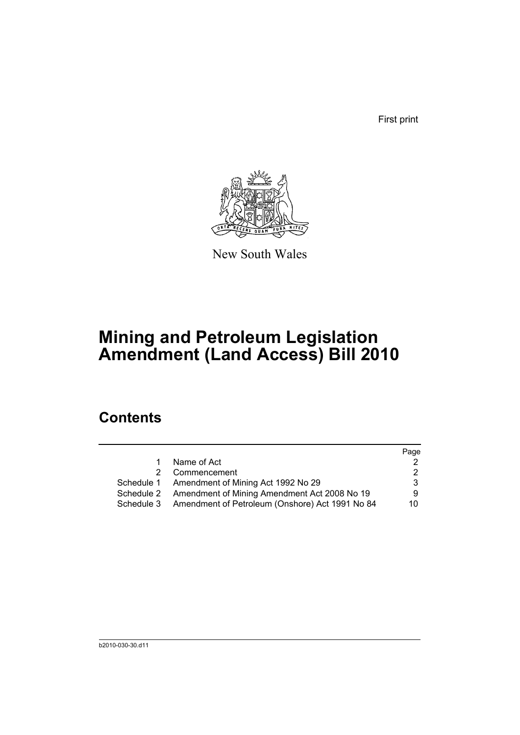First print

New South Wales

# Mining and Petroleum Legislation Amendment (Land Access) Bill 2010

## Contents

| | | Page |
|---|---|---|
| 1 | Name of Act | 2 |
| 2 | Commencement | 2 |
| Schedule 1 | Amendment of Mining Act 1992 No 29 | 3 |
| Schedule 2 | Amendment of Mining Amendment Act 2008 No 19 | 9 |
| Schedule 3 | Amendment of Petroleum (Onshore) Act 1991 No 84 | 10 |

b2010-030-30.d11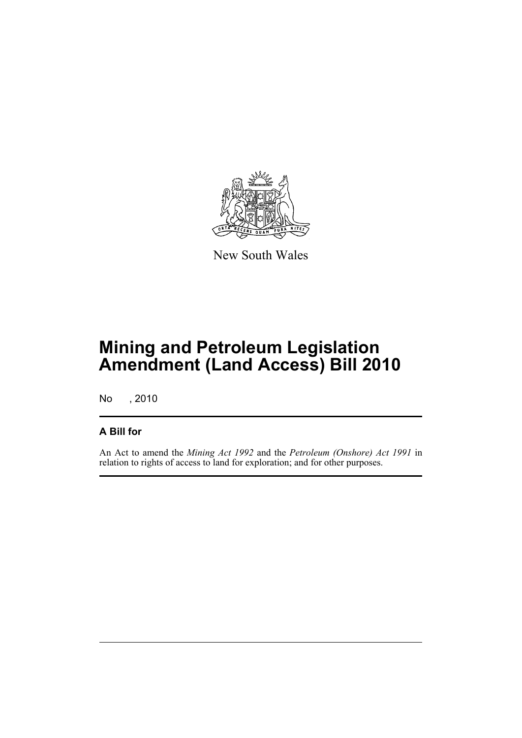New South Wales

# Mining and Petroleum Legislation Amendment (Land Access) Bill 2010

No , 2010

## A Bill for

An Act to amend the *Mining Act 1992* and the *Petroleum (Onshore) Act 1991* in relation to rights of access to land for exploration; and for other purposes.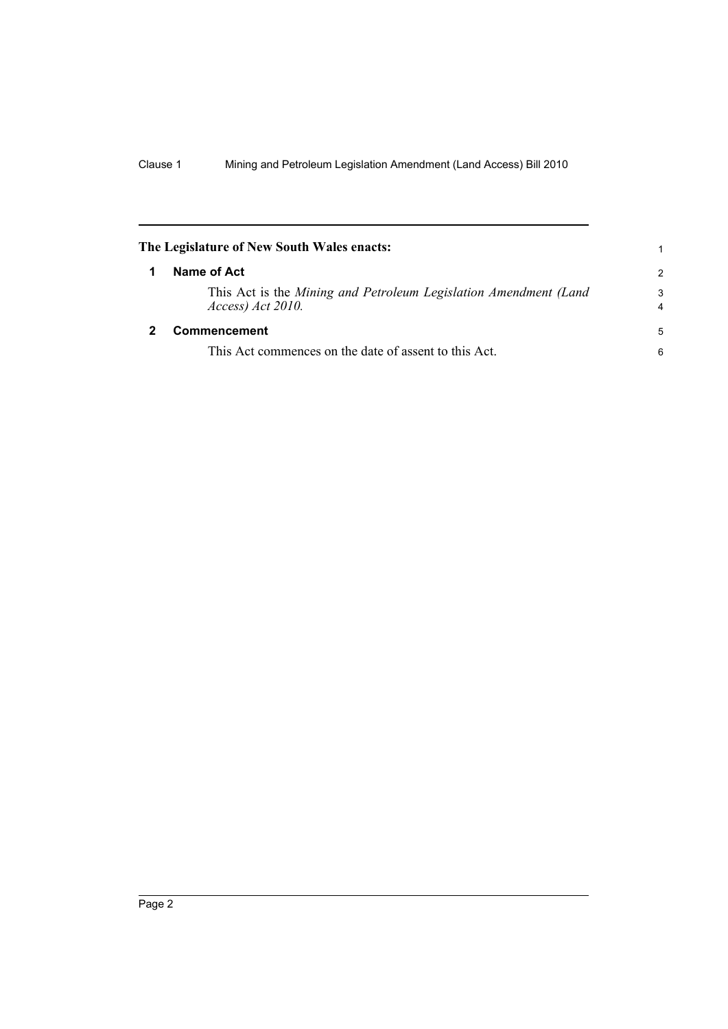**The Legislature of New South Wales enacts:**

## 1 Name of Act

This Act is the *Mining and Petroleum Legislation Amendment (Land Access) Act 2010.*

## 2 Commencement

This Act commences on the date of assent to this Act.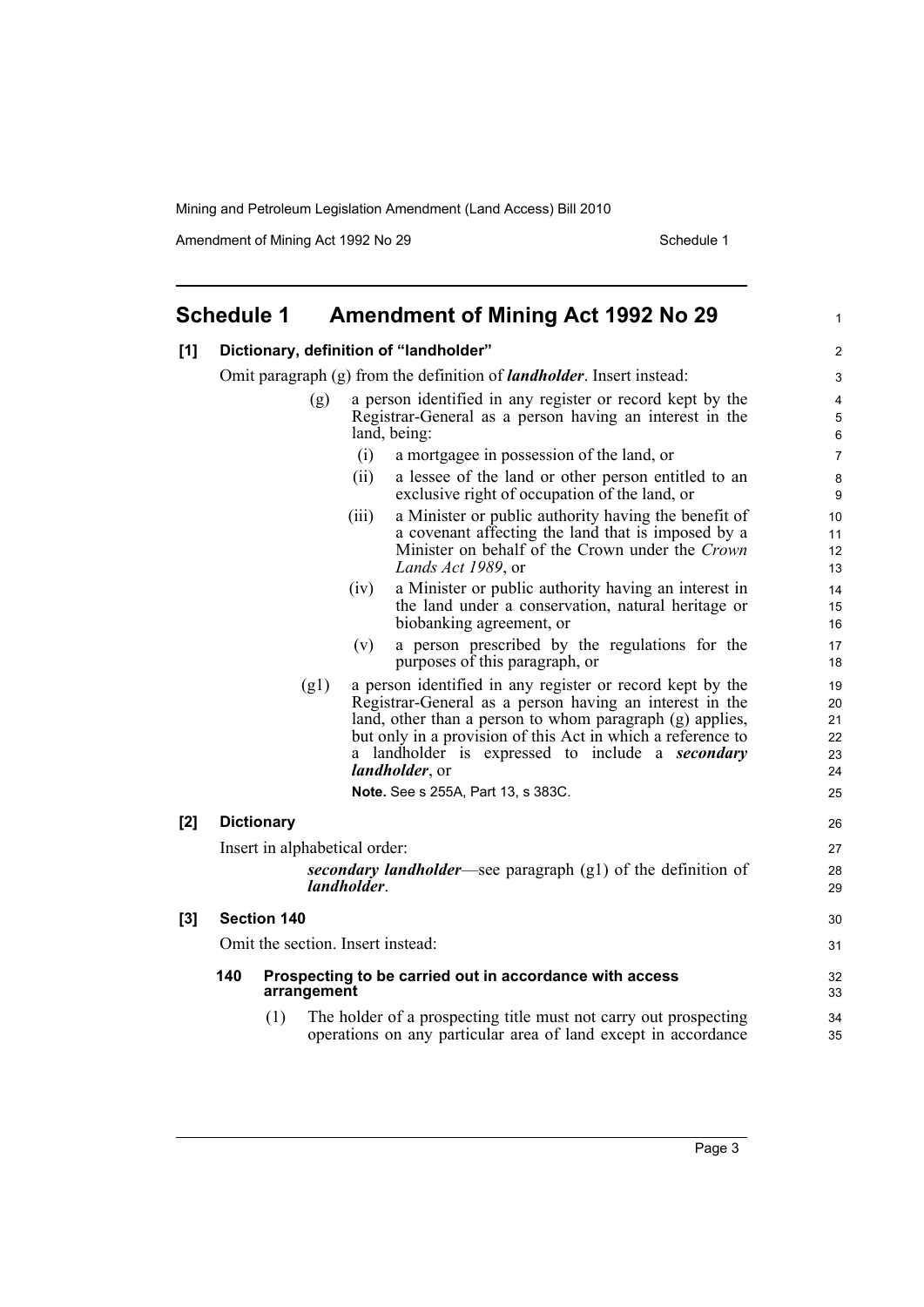# Schedule 1 Amendment of Mining Act 1992 No 29

**[1] Dictionary, definition of "landholder"**

Omit paragraph (g) from the definition of ***landholder***. Insert instead:

(g) a person identified in any register or record kept by the Registrar-General as a person having an interest in the land, being:

(i) a mortgagee in possession of the land, or

(ii) a lessee of the land or other person entitled to an exclusive right of occupation of the land, or

(iii) a Minister or public authority having the benefit of a covenant affecting the land that is imposed by a Minister on behalf of the Crown under the *Crown Lands Act 1989*, or

(iv) a Minister or public authority having an interest in the land under a conservation, natural heritage or biobanking agreement, or

(v) a person prescribed by the regulations for the purposes of this paragraph, or

(g1) a person identified in any register or record kept by the Registrar-General as a person having an interest in the land, other than a person to whom paragraph (g) applies, but only in a provision of this Act in which a reference to a landholder is expressed to include a ***secondary landholder***, or

**Note.** See s 255A, Part 13, s 383C.

**[2] Dictionary**

Insert in alphabetical order:

***secondary landholder***—see paragraph (g1) of the definition of ***landholder***.

**[3] Section 140**

Omit the section. Insert instead:

**140 Prospecting to be carried out in accordance with access arrangement**

(1) The holder of a prospecting title must not carry out prospecting operations on any particular area of land except in accordance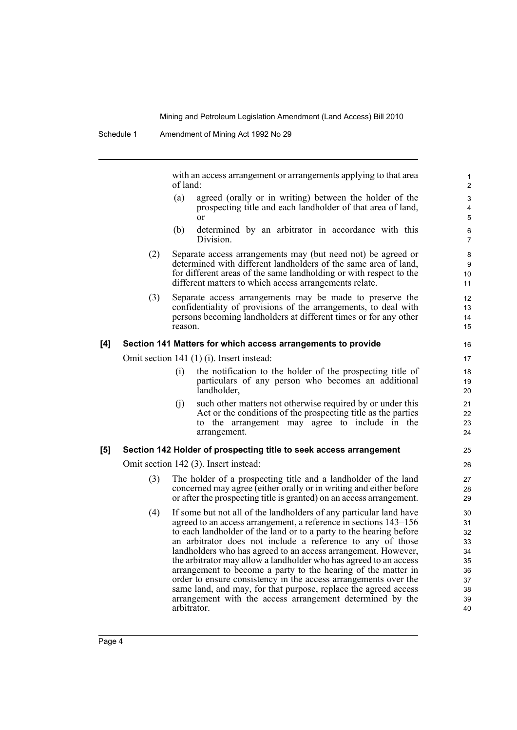with an access arrangement or arrangements applying to that area of land:

(a) agreed (orally or in writing) between the holder of the prospecting title and each landholder of that area of land, or

(b) determined by an arbitrator in accordance with this Division.

(2) Separate access arrangements may (but need not) be agreed or determined with different landholders of the same area of land, for different areas of the same landholding or with respect to the different matters to which access arrangements relate.

(3) Separate access arrangements may be made to preserve the confidentiality of provisions of the arrangements, to deal with persons becoming landholders at different times or for any other reason.

**[4] Section 141 Matters for which access arrangements to provide**

Omit section 141 (1) (i). Insert instead:

(i) the notification to the holder of the prospecting title of particulars of any person who becomes an additional landholder,

(j) such other matters not otherwise required by or under this Act or the conditions of the prospecting title as the parties to the arrangement may agree to include in the arrangement.

**[5] Section 142 Holder of prospecting title to seek access arrangement**

Omit section 142 (3). Insert instead:

(3) The holder of a prospecting title and a landholder of the land concerned may agree (either orally or in writing and either before or after the prospecting title is granted) on an access arrangement.

(4) If some but not all of the landholders of any particular land have agreed to an access arrangement, a reference in sections 143–156 to each landholder of the land or to a party to the hearing before an arbitrator does not include a reference to any of those landholders who has agreed to an access arrangement. However, the arbitrator may allow a landholder who has agreed to an access arrangement to become a party to the hearing of the matter in order to ensure consistency in the access arrangements over the same land, and may, for that purpose, replace the agreed access arrangement with the access arrangement determined by the arbitrator.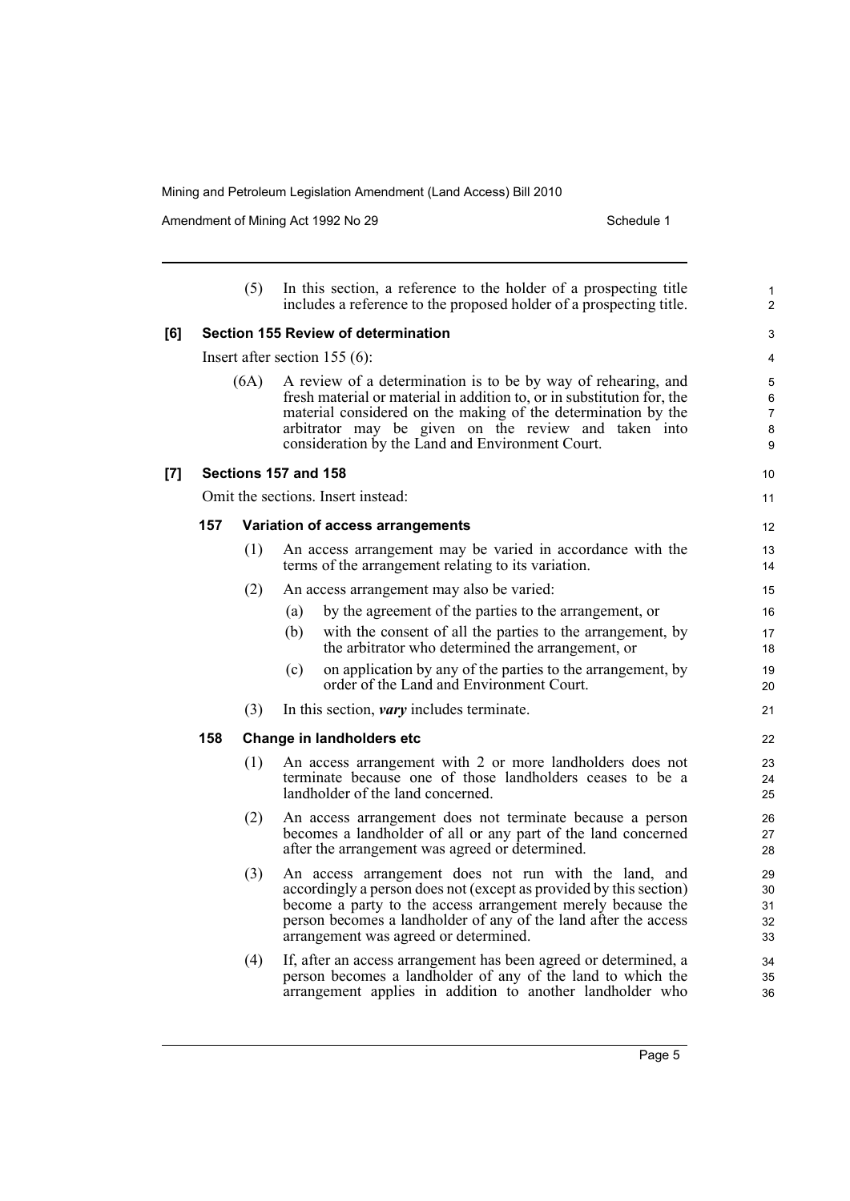(5) In this section, a reference to the holder of a prospecting title includes a reference to the proposed holder of a prospecting title.

**[6] Section 155 Review of determination**

Insert after section 155 (6):

(6A) A review of a determination is to be by way of rehearing, and fresh material or material in addition to, or in substitution for, the material considered on the making of the determination by the arbitrator may be given on the review and taken into consideration by the Land and Environment Court.

**[7] Sections 157 and 158**

Omit the sections. Insert instead:

**157 Variation of access arrangements**

(1) An access arrangement may be varied in accordance with the terms of the arrangement relating to its variation.

(2) An access arrangement may also be varied:

(a) by the agreement of the parties to the arrangement, or

(b) with the consent of all the parties to the arrangement, by the arbitrator who determined the arrangement, or

(c) on application by any of the parties to the arrangement, by order of the Land and Environment Court.

(3) In this section, ***vary*** includes terminate.

**158 Change in landholders etc**

(1) An access arrangement with 2 or more landholders does not terminate because one of those landholders ceases to be a landholder of the land concerned.

(2) An access arrangement does not terminate because a person becomes a landholder of all or any part of the land concerned after the arrangement was agreed or determined.

(3) An access arrangement does not run with the land, and accordingly a person does not (except as provided by this section) become a party to the access arrangement merely because the person becomes a landholder of any of the land after the access arrangement was agreed or determined.

(4) If, after an access arrangement has been agreed or determined, a person becomes a landholder of any of the land to which the arrangement applies in addition to another landholder who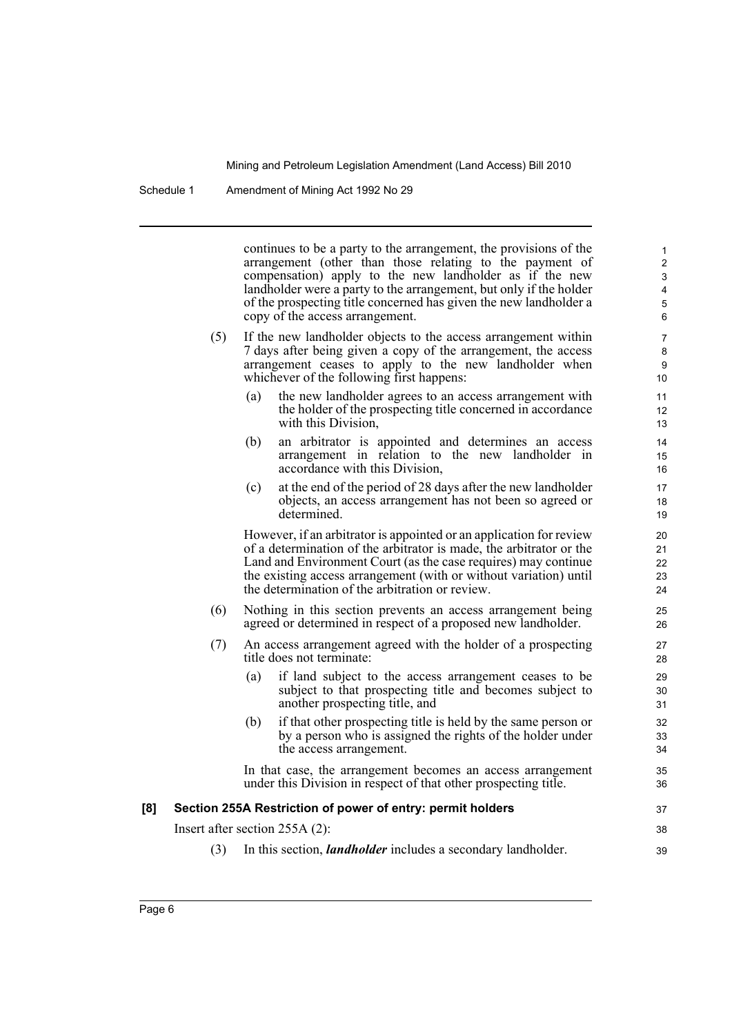continues to be a party to the arrangement, the provisions of the arrangement (other than those relating to the payment of compensation) apply to the new landholder as if the new landholder were a party to the arrangement, but only if the holder of the prospecting title concerned has given the new landholder a copy of the access arrangement.

(5) If the new landholder objects to the access arrangement within 7 days after being given a copy of the arrangement, the access arrangement ceases to apply to the new landholder when whichever of the following first happens:

(a) the new landholder agrees to an access arrangement with the holder of the prospecting title concerned in accordance with this Division,

(b) an arbitrator is appointed and determines an access arrangement in relation to the new landholder in accordance with this Division,

(c) at the end of the period of 28 days after the new landholder objects, an access arrangement has not been so agreed or determined.

However, if an arbitrator is appointed or an application for review of a determination of the arbitrator is made, the arbitrator or the Land and Environment Court (as the case requires) may continue the existing access arrangement (with or without variation) until the determination of the arbitration or review.

(6) Nothing in this section prevents an access arrangement being agreed or determined in respect of a proposed new landholder.

(7) An access arrangement agreed with the holder of a prospecting title does not terminate:

(a) if land subject to the access arrangement ceases to be subject to that prospecting title and becomes subject to another prospecting title, and

(b) if that other prospecting title is held by the same person or by a person who is assigned the rights of the holder under the access arrangement.

In that case, the arrangement becomes an access arrangement under this Division in respect of that other prospecting title.

### [8] Section 255A Restriction of power of entry: permit holders

Insert after section 255A (2):

(3) In this section, ***landholder*** includes a secondary landholder.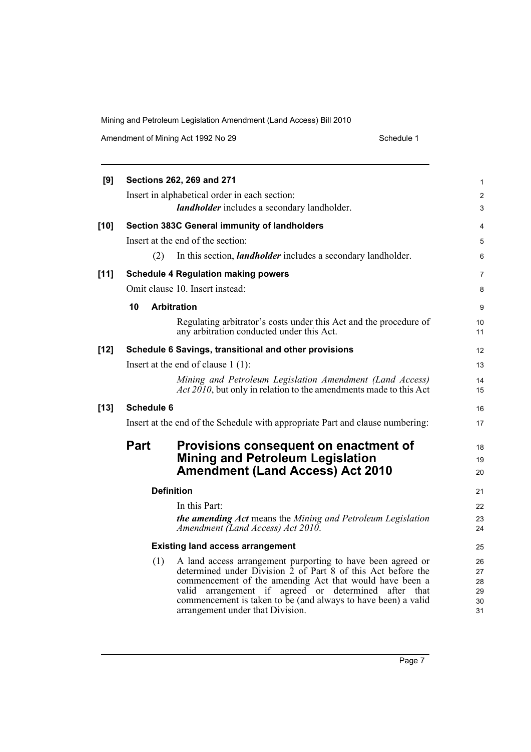**[9] Sections 262, 269 and 271**

Insert in alphabetical order in each section:

***landholder*** includes a secondary landholder.

**[10] Section 383C General immunity of landholders**

Insert at the end of the section:

(2) In this section, ***landholder*** includes a secondary landholder.

**[11] Schedule 4 Regulation making powers**

Omit clause 10. Insert instead:

**10 Arbitration**

Regulating arbitrator's costs under this Act and the procedure of any arbitration conducted under this Act.

**[12] Schedule 6 Savings, transitional and other provisions**

Insert at the end of clause 1 (1):

*Mining and Petroleum Legislation Amendment (Land Access) Act 2010*, but only in relation to the amendments made to this Act

**[13] Schedule 6**

Insert at the end of the Schedule with appropriate Part and clause numbering:

## Part Provisions consequent on enactment of Mining and Petroleum Legislation Amendment (Land Access) Act 2010

**Definition**

In this Part:

***the amending Act*** means the *Mining and Petroleum Legislation Amendment (Land Access) Act 2010*.

**Existing land access arrangement**

(1) A land access arrangement purporting to have been agreed or determined under Division 2 of Part 8 of this Act before the commencement of the amending Act that would have been a valid arrangement if agreed or determined after that commencement is taken to be (and always to have been) a valid arrangement under that Division.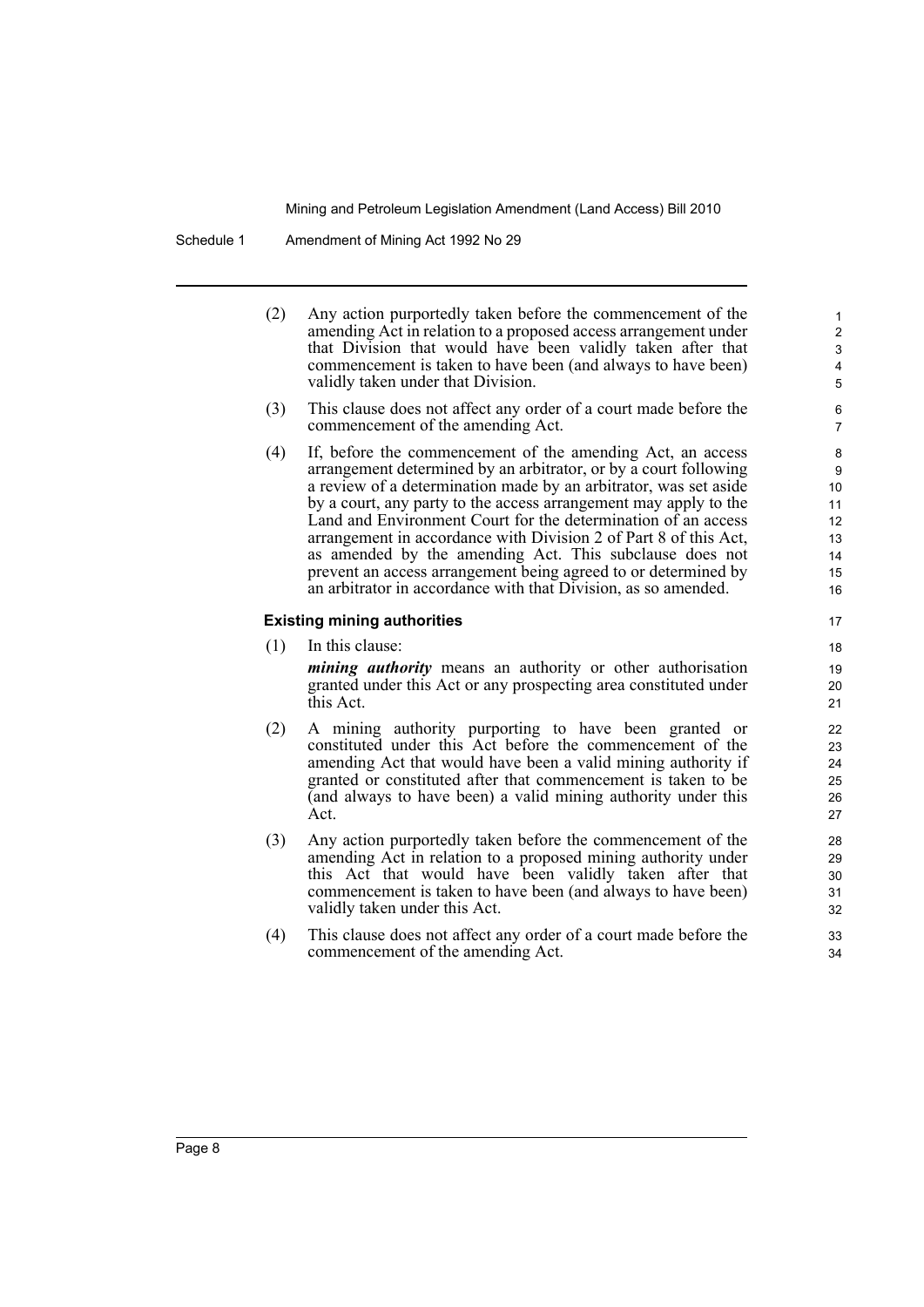(2) Any action purportedly taken before the commencement of the amending Act in relation to a proposed access arrangement under that Division that would have been validly taken after that commencement is taken to have been (and always to have been) validly taken under that Division.

(3) This clause does not affect any order of a court made before the commencement of the amending Act.

(4) If, before the commencement of the amending Act, an access arrangement determined by an arbitrator, or by a court following a review of a determination made by an arbitrator, was set aside by a court, any party to the access arrangement may apply to the Land and Environment Court for the determination of an access arrangement in accordance with Division 2 of Part 8 of this Act, as amended by the amending Act. This subclause does not prevent an access arrangement being agreed to or determined by an arbitrator in accordance with that Division, as so amended.

#### Existing mining authorities

(1) In this clause:

***mining authority*** means an authority or other authorisation granted under this Act or any prospecting area constituted under this Act.

(2) A mining authority purporting to have been granted or constituted under this Act before the commencement of the amending Act that would have been a valid mining authority if granted or constituted after that commencement is taken to be (and always to have been) a valid mining authority under this Act.

(3) Any action purportedly taken before the commencement of the amending Act in relation to a proposed mining authority under this Act that would have been validly taken after that commencement is taken to have been (and always to have been) validly taken under this Act.

(4) This clause does not affect any order of a court made before the commencement of the amending Act.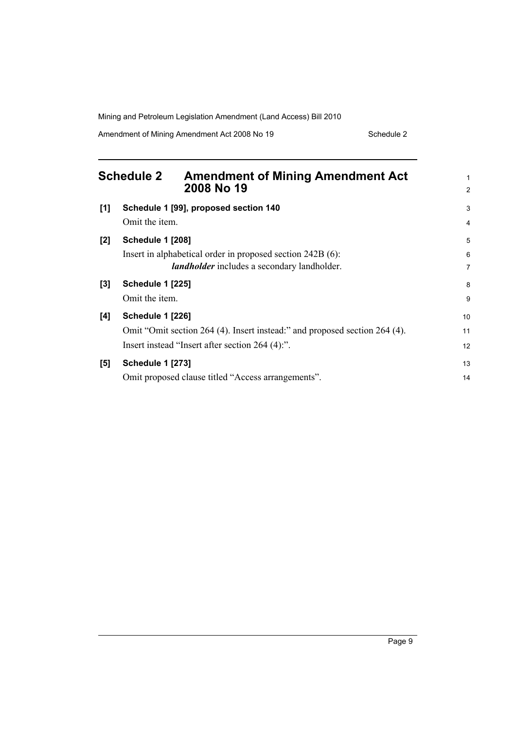## Schedule 2 Amendment of Mining Amendment Act 2008 No 19

**[1] Schedule 1 [99], proposed section 140**

Omit the item.

**[2] Schedule 1 [208]**

Insert in alphabetical order in proposed section 242B (6):

***landholder*** includes a secondary landholder.

**[3] Schedule 1 [225]**

Omit the item.

**[4] Schedule 1 [226]**

Omit "Omit section 264 (4). Insert instead:" and proposed section 264 (4).

Insert instead "Insert after section 264 (4):".

**[5] Schedule 1 [273]**

Omit proposed clause titled "Access arrangements".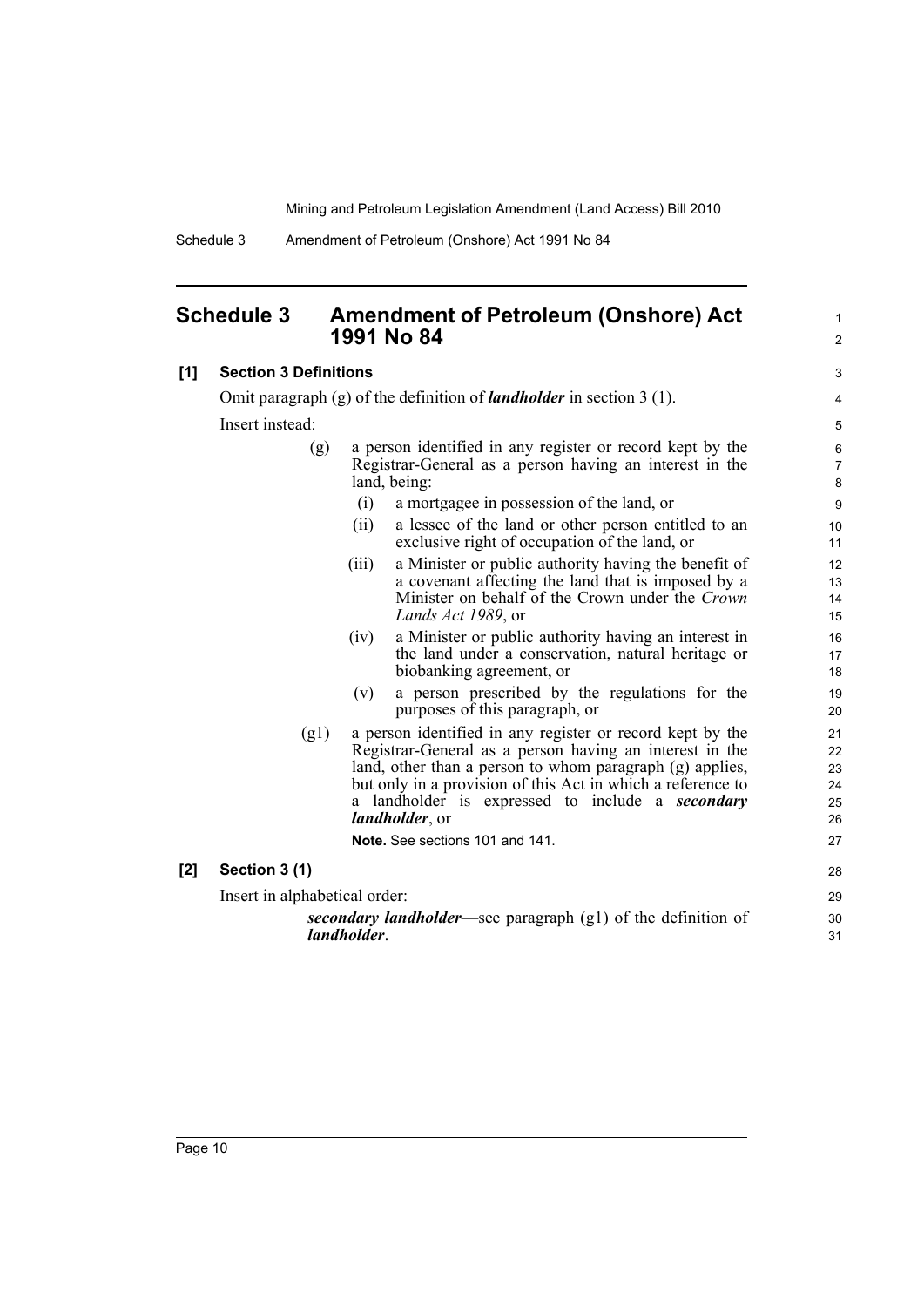## Schedule 3 Amendment of Petroleum (Onshore) Act 1991 No 84

**[1] Section 3 Definitions**

Omit paragraph (g) of the definition of ***landholder*** in section 3 (1).

Insert instead:

(g) a person identified in any register or record kept by the Registrar-General as a person having an interest in the land, being:

(i) a mortgagee in possession of the land, or

(ii) a lessee of the land or other person entitled to an exclusive right of occupation of the land, or

(iii) a Minister or public authority having the benefit of a covenant affecting the land that is imposed by a Minister on behalf of the Crown under the *Crown Lands Act 1989*, or

(iv) a Minister or public authority having an interest in the land under a conservation, natural heritage or biobanking agreement, or

(v) a person prescribed by the regulations for the purposes of this paragraph, or

(g1) a person identified in any register or record kept by the Registrar-General as a person having an interest in the land, other than a person to whom paragraph (g) applies, but only in a provision of this Act in which a reference to a landholder is expressed to include a ***secondary landholder***, or

**Note.** See sections 101 and 141.

**[2] Section 3 (1)**

Insert in alphabetical order:

***secondary landholder***—see paragraph (g1) of the definition of ***landholder***.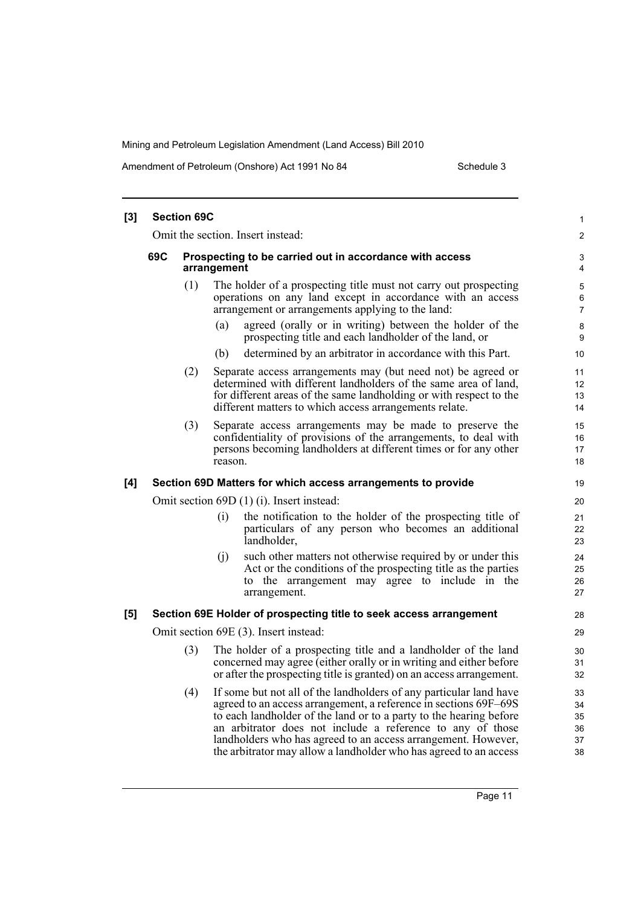**[3] Section 69C**

Omit the section. Insert instead:

**69C Prospecting to be carried out in accordance with access arrangement**

(1) The holder of a prospecting title must not carry out prospecting operations on any land except in accordance with an access arrangement or arrangements applying to the land:

(a) agreed (orally or in writing) between the holder of the prospecting title and each landholder of the land, or

(b) determined by an arbitrator in accordance with this Part.

(2) Separate access arrangements may (but need not) be agreed or determined with different landholders of the same area of land, for different areas of the same landholding or with respect to the different matters to which access arrangements relate.

(3) Separate access arrangements may be made to preserve the confidentiality of provisions of the arrangements, to deal with persons becoming landholders at different times or for any other reason.

**[4] Section 69D Matters for which access arrangements to provide**

Omit section 69D (1) (i). Insert instead:

(i) the notification to the holder of the prospecting title of particulars of any person who becomes an additional landholder,

(j) such other matters not otherwise required by or under this Act or the conditions of the prospecting title as the parties to the arrangement may agree to include in the arrangement.

**[5] Section 69E Holder of prospecting title to seek access arrangement**

Omit section 69E (3). Insert instead:

(3) The holder of a prospecting title and a landholder of the land concerned may agree (either orally or in writing and either before or after the prospecting title is granted) on an access arrangement.

(4) If some but not all of the landholders of any particular land have agreed to an access arrangement, a reference in sections 69F–69S to each landholder of the land or to a party to the hearing before an arbitrator does not include a reference to any of those landholders who has agreed to an access arrangement. However, the arbitrator may allow a landholder who has agreed to an access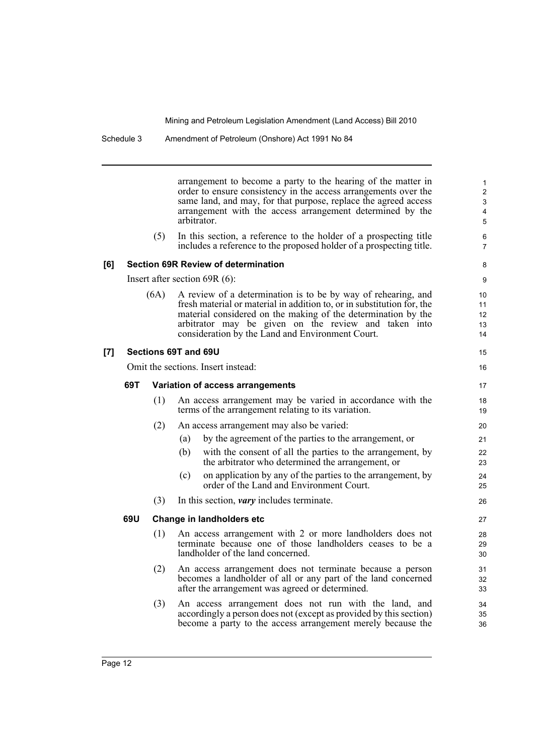arrangement to become a party to the hearing of the matter in order to ensure consistency in the access arrangements over the same land, and may, for that purpose, replace the agreed access arrangement with the access arrangement determined by the arbitrator.

(5) In this section, a reference to the holder of a prospecting title includes a reference to the proposed holder of a prospecting title.

**[6] Section 69R Review of determination**

Insert after section 69R (6):

(6A) A review of a determination is to be by way of rehearing, and fresh material or material in addition to, or in substitution for, the material considered on the making of the determination by the arbitrator may be given on the review and taken into consideration by the Land and Environment Court.

**[7] Sections 69T and 69U**

Omit the sections. Insert instead:

**69T Variation of access arrangements**

(1) An access arrangement may be varied in accordance with the terms of the arrangement relating to its variation.

(2) An access arrangement may also be varied:

(a) by the agreement of the parties to the arrangement, or

(b) with the consent of all the parties to the arrangement, by the arbitrator who determined the arrangement, or

(c) on application by any of the parties to the arrangement, by order of the Land and Environment Court.

(3) In this section, ***vary*** includes terminate.

**69U Change in landholders etc**

(1) An access arrangement with 2 or more landholders does not terminate because one of those landholders ceases to be a landholder of the land concerned.

(2) An access arrangement does not terminate because a person becomes a landholder of all or any part of the land concerned after the arrangement was agreed or determined.

(3) An access arrangement does not run with the land, and accordingly a person does not (except as provided by this section) become a party to the access arrangement merely because the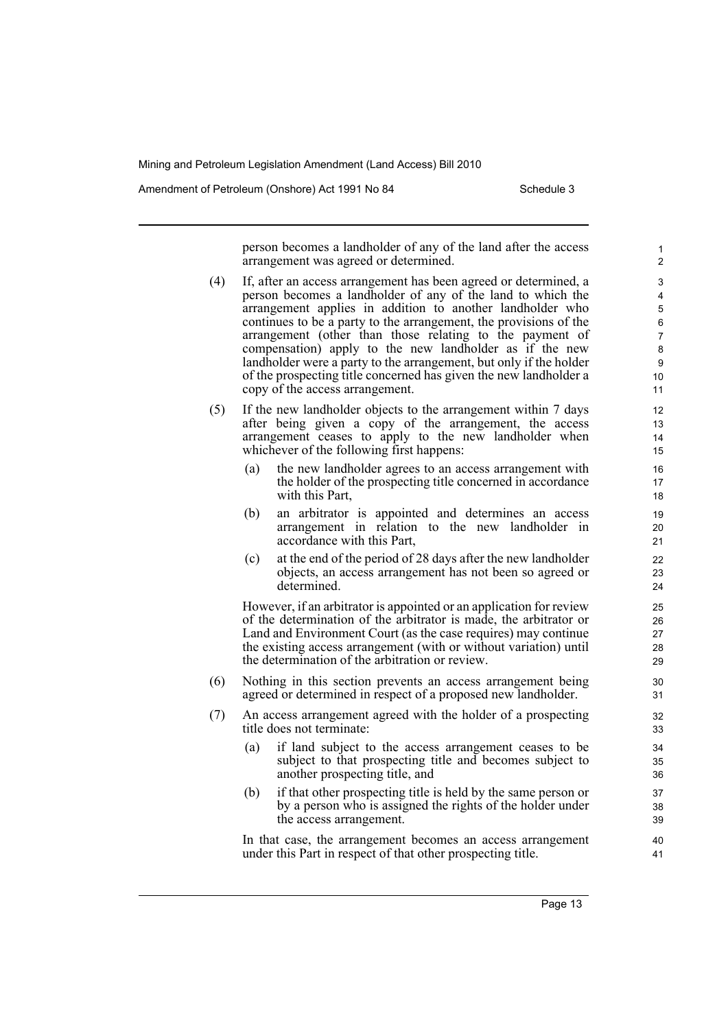person becomes a landholder of any of the land after the access arrangement was agreed or determined.

(4) If, after an access arrangement has been agreed or determined, a person becomes a landholder of any of the land to which the arrangement applies in addition to another landholder who continues to be a party to the arrangement, the provisions of the arrangement (other than those relating to the payment of compensation) apply to the new landholder as if the new landholder were a party to the arrangement, but only if the holder of the prospecting title concerned has given the new landholder a copy of the access arrangement.

(5) If the new landholder objects to the arrangement within 7 days after being given a copy of the arrangement, the access arrangement ceases to apply to the new landholder when whichever of the following first happens:

(a) the new landholder agrees to an access arrangement with the holder of the prospecting title concerned in accordance with this Part,

(b) an arbitrator is appointed and determines an access arrangement in relation to the new landholder in accordance with this Part,

(c) at the end of the period of 28 days after the new landholder objects, an access arrangement has not been so agreed or determined.

However, if an arbitrator is appointed or an application for review of the determination of the arbitrator is made, the arbitrator or Land and Environment Court (as the case requires) may continue the existing access arrangement (with or without variation) until the determination of the arbitration or review.

(6) Nothing in this section prevents an access arrangement being agreed or determined in respect of a proposed new landholder.

(7) An access arrangement agreed with the holder of a prospecting title does not terminate:

(a) if land subject to the access arrangement ceases to be subject to that prospecting title and becomes subject to another prospecting title, and

(b) if that other prospecting title is held by the same person or by a person who is assigned the rights of the holder under the access arrangement.

In that case, the arrangement becomes an access arrangement under this Part in respect of that other prospecting title.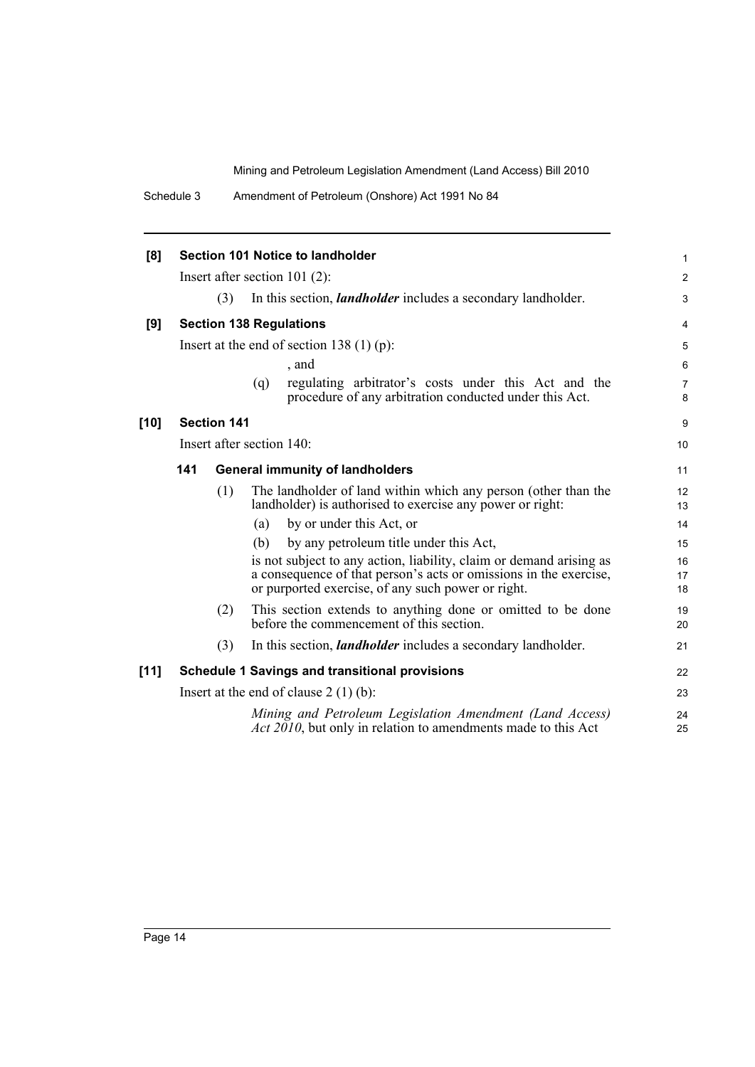**[8] Section 101 Notice to landholder**

Insert after section 101 (2):

(3) In this section, ***landholder*** includes a secondary landholder.

**[9] Section 138 Regulations**

Insert at the end of section 138 (1) (p):

, and

(q) regulating arbitrator's costs under this Act and the procedure of any arbitration conducted under this Act.

**[10] Section 141**

Insert after section 140:

**141 General immunity of landholders**

(1) The landholder of land within which any person (other than the landholder) is authorised to exercise any power or right:

(a) by or under this Act, or

(b) by any petroleum title under this Act,

is not subject to any action, liability, claim or demand arising as a consequence of that person's acts or omissions in the exercise, or purported exercise, of any such power or right.

(2) This section extends to anything done or omitted to be done before the commencement of this section.

(3) In this section, ***landholder*** includes a secondary landholder.

**[11] Schedule 1 Savings and transitional provisions**

Insert at the end of clause 2 (1) (b):

*Mining and Petroleum Legislation Amendment (Land Access) Act 2010*, but only in relation to amendments made to this Act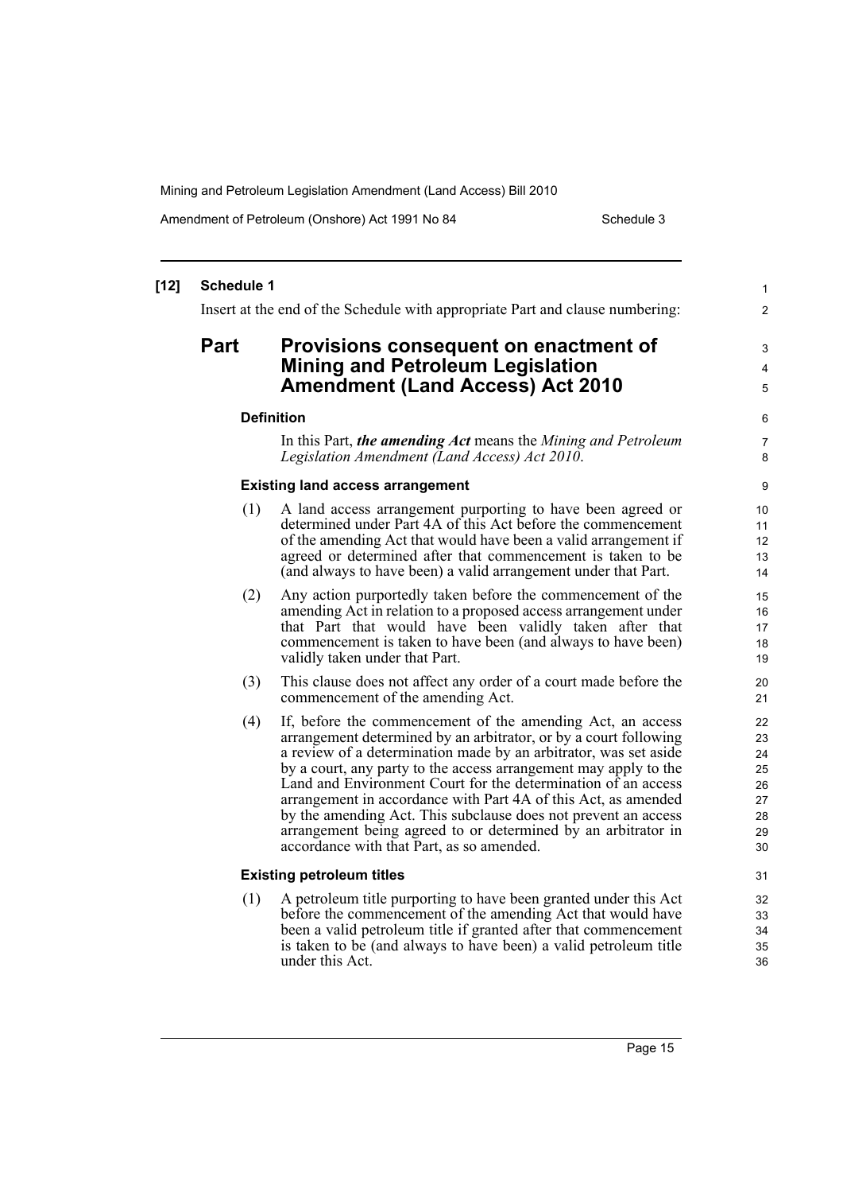**[12] Schedule 1**

Insert at the end of the Schedule with appropriate Part and clause numbering:

## Part Provisions consequent on enactment of Mining and Petroleum Legislation Amendment (Land Access) Act 2010

### Definition

In this Part, ***the amending Act*** means the *Mining and Petroleum Legislation Amendment (Land Access) Act 2010*.

### Existing land access arrangement

(1) A land access arrangement purporting to have been agreed or determined under Part 4A of this Act before the commencement of the amending Act that would have been a valid arrangement if agreed or determined after that commencement is taken to be (and always to have been) a valid arrangement under that Part.

(2) Any action purportedly taken before the commencement of the amending Act in relation to a proposed access arrangement under that Part that would have been validly taken after that commencement is taken to have been (and always to have been) validly taken under that Part.

(3) This clause does not affect any order of a court made before the commencement of the amending Act.

(4) If, before the commencement of the amending Act, an access arrangement determined by an arbitrator, or by a court following a review of a determination made by an arbitrator, was set aside by a court, any party to the access arrangement may apply to the Land and Environment Court for the determination of an access arrangement in accordance with Part 4A of this Act, as amended by the amending Act. This subclause does not prevent an access arrangement being agreed to or determined by an arbitrator in accordance with that Part, as so amended.

### Existing petroleum titles

(1) A petroleum title purporting to have been granted under this Act before the commencement of the amending Act that would have been a valid petroleum title if granted after that commencement is taken to be (and always to have been) a valid petroleum title under this Act.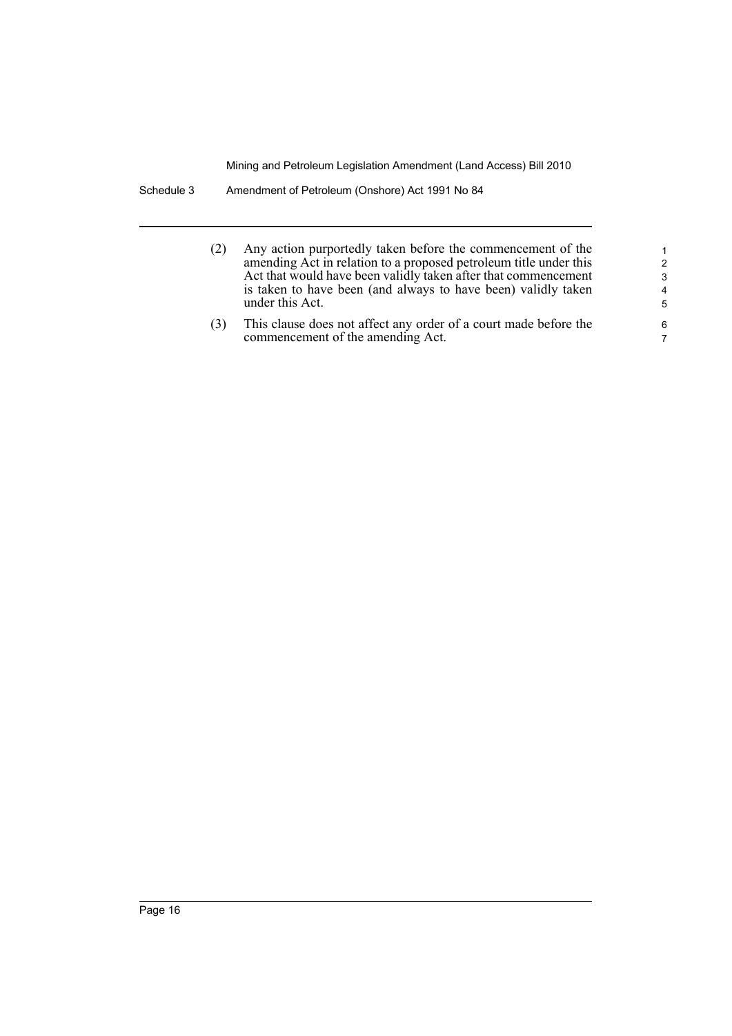(2) Any action purportedly taken before the commencement of the amending Act in relation to a proposed petroleum title under this Act that would have been validly taken after that commencement is taken to have been (and always to have been) validly taken under this Act.

(3) This clause does not affect any order of a court made before the commencement of the amending Act.